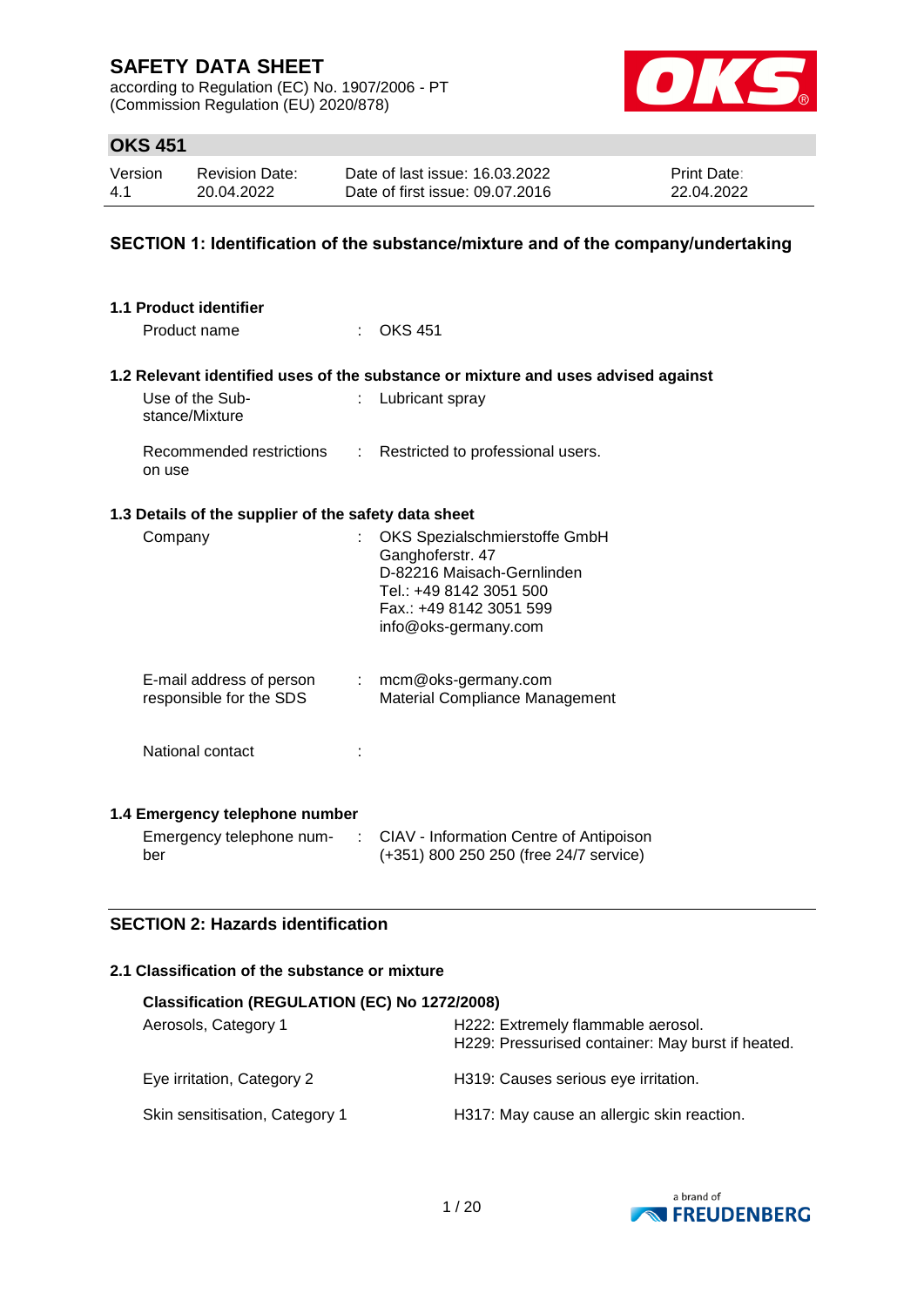# SAFETY DATA SHEET

according to Regulation (EC) No. 1907/2006 - PT
(Commission Regulation (EU) 2020/878)

## OKS 451

| Version | Revision Date: | Date of last issue: 16.03.2022 | Print Date: |
|---|---|---|---|
| 4.1 | 20.04.2022 | Date of first issue: 09.07.2016 | 22.04.2022 |

## SECTION 1: Identification of the substance/mixture and of the company/undertaking

### 1.1 Product identifier

Product name : OKS 451

### 1.2 Relevant identified uses of the substance or mixture and uses advised against

Use of the Substance/Mixture : Lubricant spray

Recommended restrictions on use : Restricted to professional users.

### 1.3 Details of the supplier of the safety data sheet

Company : OKS Spezialschmierstoffe GmbH
Ganghoferstr. 47
D-82216 Maisach-Gernlinden
Tel.: +49 8142 3051 500
Fax.: +49 8142 3051 599
info@oks-germany.com

E-mail address of person responsible for the SDS : mcm@oks-germany.com
Material Compliance Management

National contact :

### 1.4 Emergency telephone number

Emergency telephone number : CIAV - Information Centre of Antipoison
(+351) 800 250 250 (free 24/7 service)

## SECTION 2: Hazards identification

### 2.1 Classification of the substance or mixture

**Classification (REGULATION (EC) No 1272/2008)**

| | |
|---|---|
| Aerosols, Category 1 | H222: Extremely flammable aerosol.<br>H229: Pressurised container: May burst if heated. |
| Eye irritation, Category 2 | H319: Causes serious eye irritation. |
| Skin sensitisation, Category 1 | H317: May cause an allergic skin reaction. |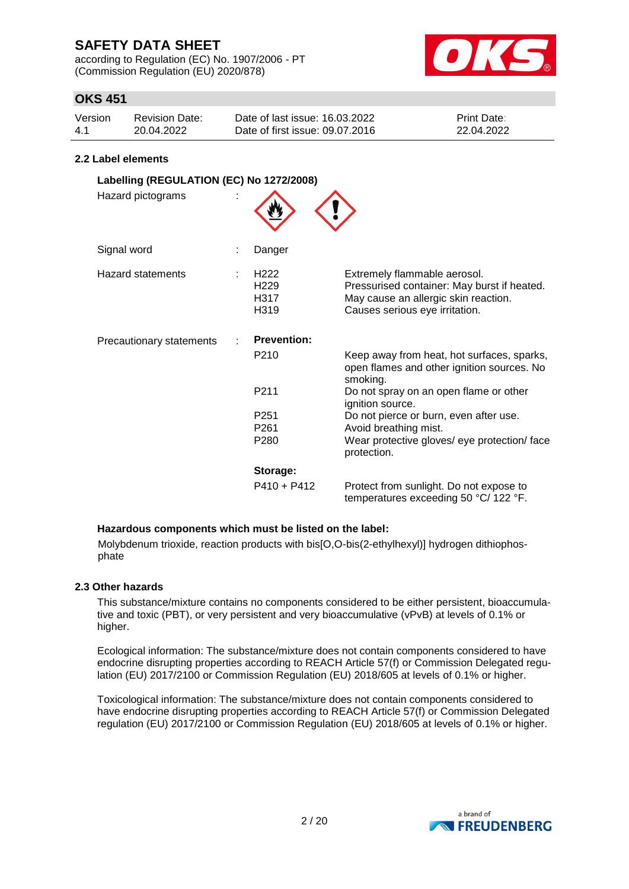## 2.2 Label elements

### Labelling (REGULATION (EC) No 1272/2008)

| | | |
|---|---|---|
| Hazard pictograms | : | |
| Signal word | : | Danger |

| | | | |
|---|---|---|---|
| Hazard statements | : | H222 | Extremely flammable aerosol. |
| | | H229 | Pressurised container: May burst if heated. |
| | | H317 | May cause an allergic skin reaction. |
| | | H319 | Causes serious eye irritation. |

| | | | |
|---|---|---|---|
| Precautionary statements | : | **Prevention:** | |
| | | P210 | Keep away from heat, hot surfaces, sparks, open flames and other ignition sources. No smoking. |
| | | P211 | Do not spray on an open flame or other ignition source. |
| | | P251 | Do not pierce or burn, even after use. |
| | | P261 | Avoid breathing mist. |
| | | P280 | Wear protective gloves/ eye protection/ face protection. |
| | | **Storage:** | |
| | | P410 + P412 | Protect from sunlight. Do not expose to temperatures exceeding 50 °C/ 122 °F. |

**Hazardous components which must be listed on the label:**

Molybdenum trioxide, reaction products with bis[O,O-bis(2-ethylhexyl)] hydrogen dithiophosphate

## 2.3 Other hazards

This substance/mixture contains no components considered to be either persistent, bioaccumulative and toxic (PBT), or very persistent and very bioaccumulative (vPvB) at levels of 0.1% or higher.

Ecological information: The substance/mixture does not contain components considered to have endocrine disrupting properties according to REACH Article 57(f) or Commission Delegated regulation (EU) 2017/2100 or Commission Regulation (EU) 2018/605 at levels of 0.1% or higher.

Toxicological information: The substance/mixture does not contain components considered to have endocrine disrupting properties according to REACH Article 57(f) or Commission Delegated regulation (EU) 2017/2100 or Commission Regulation (EU) 2018/605 at levels of 0.1% or higher.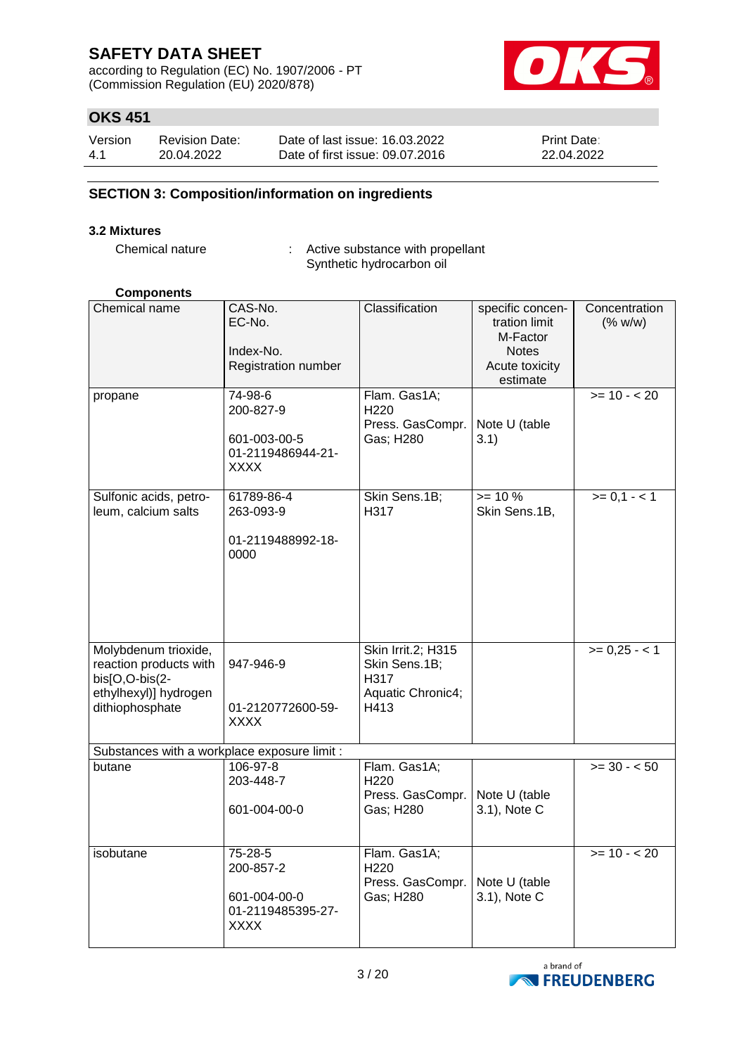## SECTION 3: Composition/information on ingredients

### 3.2 Mixtures

Chemical nature : Active substance with propellant
Synthetic hydrocarbon oil

**Components**

| Chemical name | CAS-No.<br>EC-No.<br><br>Index-No.<br>Registration number | Classification | specific concentration limit<br>M-Factor<br>Notes<br>Acute toxicity estimate | Concentration (% w/w) |
|---|---|---|---|---|
| propane | 74-98-6<br>200-827-9<br><br>601-003-00-5<br>01-2119486944-21-XXXX | Flam. Gas1A; H220<br>Press. GasCompr. Gas; H280 | Note U (table 3.1) | >= 10 - < 20 |
| Sulfonic acids, petroleum, calcium salts | 61789-86-4<br>263-093-9<br><br>01-2119488992-18-0000 | Skin Sens.1B; H317 | >= 10 %<br>Skin Sens.1B, | >= 0,1 - < 1 |
| Molybdenum trioxide, reaction products with bis[O,O-bis(2-ethylhexyl)] hydrogen dithiophosphate | 947-946-9<br><br>01-2120772600-59-XXXX | Skin Irrit.2; H315<br>Skin Sens.1B; H317<br>Aquatic Chronic4; H413 | | >= 0,25 - < 1 |
| Substances with a workplace exposure limit : | | | | |
| butane | 106-97-8<br>203-448-7<br><br>601-004-00-0 | Flam. Gas1A; H220<br>Press. GasCompr. Gas; H280 | Note U (table 3.1), Note C | >= 30 - < 50 |
| isobutane | 75-28-5<br>200-857-2<br><br>601-004-00-0<br>01-2119485395-27-XXXX | Flam. Gas1A; H220<br>Press. GasCompr. Gas; H280 | Note U (table 3.1), Note C | >= 10 - < 20 |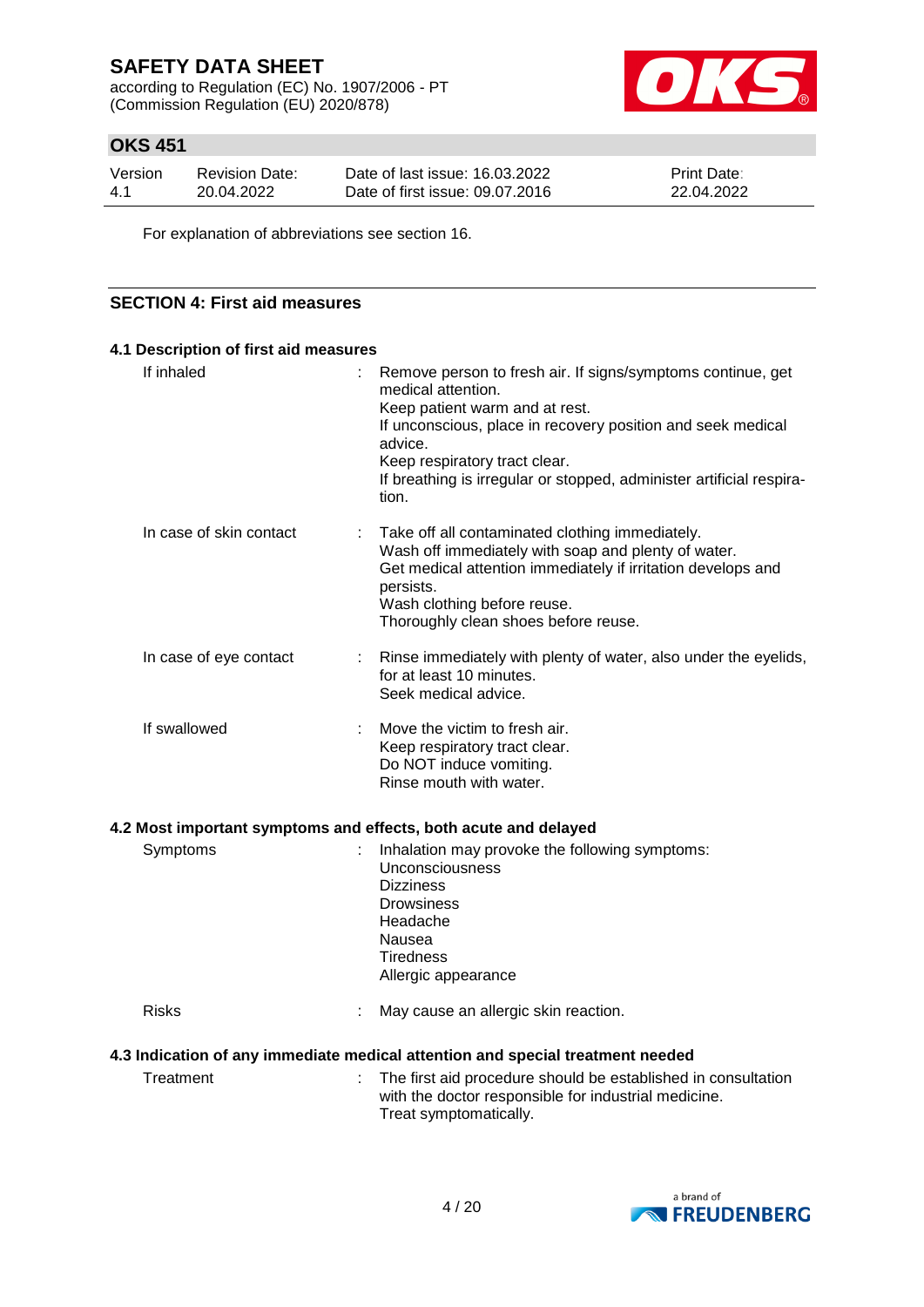For explanation of abbreviations see section 16.

## SECTION 4: First aid measures

### 4.1 Description of first aid measures

| | |
|---|---|
| If inhaled | Remove person to fresh air. If signs/symptoms continue, get medical attention.<br>Keep patient warm and at rest.<br>If unconscious, place in recovery position and seek medical advice.<br>Keep respiratory tract clear.<br>If breathing is irregular or stopped, administer artificial respiration. |
| In case of skin contact | Take off all contaminated clothing immediately.<br>Wash off immediately with soap and plenty of water.<br>Get medical attention immediately if irritation develops and persists.<br>Wash clothing before reuse.<br>Thoroughly clean shoes before reuse. |
| In case of eye contact | Rinse immediately with plenty of water, also under the eyelids, for at least 10 minutes.<br>Seek medical advice. |
| If swallowed | Move the victim to fresh air.<br>Keep respiratory tract clear.<br>Do NOT induce vomiting.<br>Rinse mouth with water. |

### 4.2 Most important symptoms and effects, both acute and delayed

| | |
|---|---|
| Symptoms | Inhalation may provoke the following symptoms:<br>Unconsciousness<br>Dizziness<br>Drowsiness<br>Headache<br>Nausea<br>Tiredness<br>Allergic appearance |
| Risks | May cause an allergic skin reaction. |

### 4.3 Indication of any immediate medical attention and special treatment needed

| | |
|---|---|
| Treatment | The first aid procedure should be established in consultation with the doctor responsible for industrial medicine.<br>Treat symptomatically. |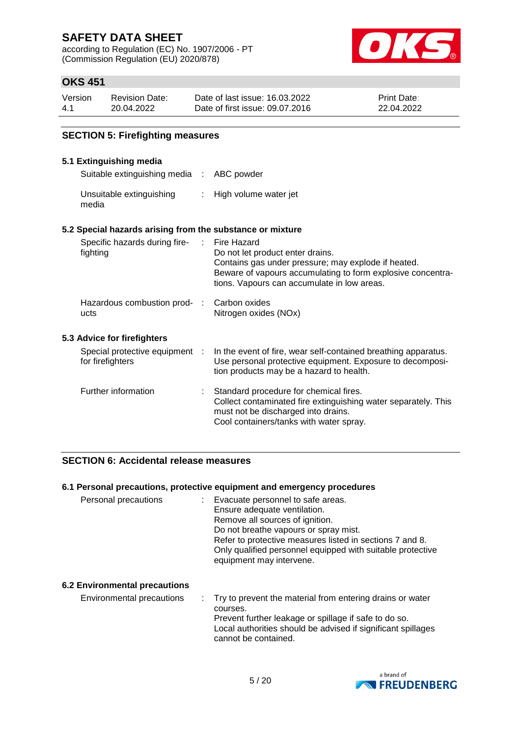## SECTION 5: Firefighting measures

### 5.1 Extinguishing media

| | | |
|---|---|---|
| Suitable extinguishing media | : | ABC powder |
| Unsuitable extinguishing media | : | High volume water jet |

### 5.2 Special hazards arising from the substance or mixture

| | | |
|---|---|---|
| Specific hazards during fire-fighting | : | Fire Hazard<br>Do not let product enter drains.<br>Contains gas under pressure; may explode if heated.<br>Beware of vapours accumulating to form explosive concentrations. Vapours can accumulate in low areas. |
| Hazardous combustion products | : | Carbon oxides<br>Nitrogen oxides (NOx) |

### 5.3 Advice for firefighters

| | | |
|---|---|---|
| Special protective equipment for firefighters | : | In the event of fire, wear self-contained breathing apparatus. Use personal protective equipment. Exposure to decomposition products may be a hazard to health. |
| Further information | : | Standard procedure for chemical fires.<br>Collect contaminated fire extinguishing water separately. This must not be discharged into drains.<br>Cool containers/tanks with water spray. |

## SECTION 6: Accidental release measures

### 6.1 Personal precautions, protective equipment and emergency procedures

| | | |
|---|---|---|
| Personal precautions | : | Evacuate personnel to safe areas.<br>Ensure adequate ventilation.<br>Remove all sources of ignition.<br>Do not breathe vapours or spray mist.<br>Refer to protective measures listed in sections 7 and 8.<br>Only qualified personnel equipped with suitable protective equipment may intervene. |

### 6.2 Environmental precautions

| | | |
|---|---|---|
| Environmental precautions | : | Try to prevent the material from entering drains or water courses.<br>Prevent further leakage or spillage if safe to do so.<br>Local authorities should be advised if significant spillages cannot be contained. |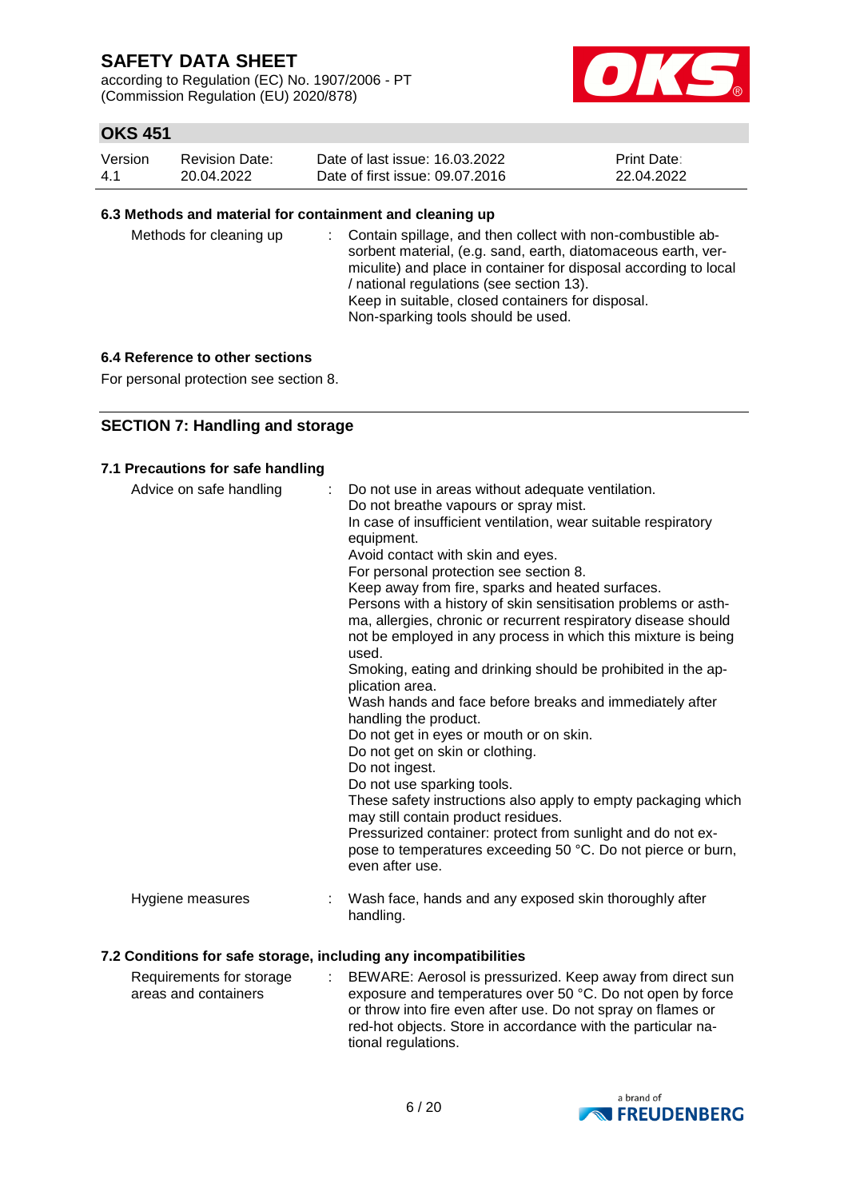### 6.3 Methods and material for containment and cleaning up

| | |
|---|---|
| Methods for cleaning up | : Contain spillage, and then collect with non-combustible absorbent material, (e.g. sand, earth, diatomaceous earth, vermiculite) and place in container for disposal according to local / national regulations (see section 13).<br>Keep in suitable, closed containers for disposal.<br>Non-sparking tools should be used. |

### 6.4 Reference to other sections

For personal protection see section 8.

## SECTION 7: Handling and storage

### 7.1 Precautions for safe handling

| | |
|---|---|
| Advice on safe handling | : Do not use in areas without adequate ventilation.<br>Do not breathe vapours or spray mist.<br>In case of insufficient ventilation, wear suitable respiratory equipment.<br>Avoid contact with skin and eyes.<br>For personal protection see section 8.<br>Keep away from fire, sparks and heated surfaces.<br>Persons with a history of skin sensitisation problems or asthma, allergies, chronic or recurrent respiratory disease should not be employed in any process in which this mixture is being used.<br>Smoking, eating and drinking should be prohibited in the application area.<br>Wash hands and face before breaks and immediately after handling the product.<br>Do not get in eyes or mouth or on skin.<br>Do not get on skin or clothing.<br>Do not ingest.<br>Do not use sparking tools.<br>These safety instructions also apply to empty packaging which may still contain product residues.<br>Pressurized container: protect from sunlight and do not expose to temperatures exceeding 50 °C. Do not pierce or burn, even after use. |
| Hygiene measures | : Wash face, hands and any exposed skin thoroughly after handling. |

### 7.2 Conditions for safe storage, including any incompatibilities

| | |
|---|---|
| Requirements for storage areas and containers | : BEWARE: Aerosol is pressurized. Keep away from direct sun exposure and temperatures over 50 °C. Do not open by force or throw into fire even after use. Do not spray on flames or red-hot objects. Store in accordance with the particular national regulations. |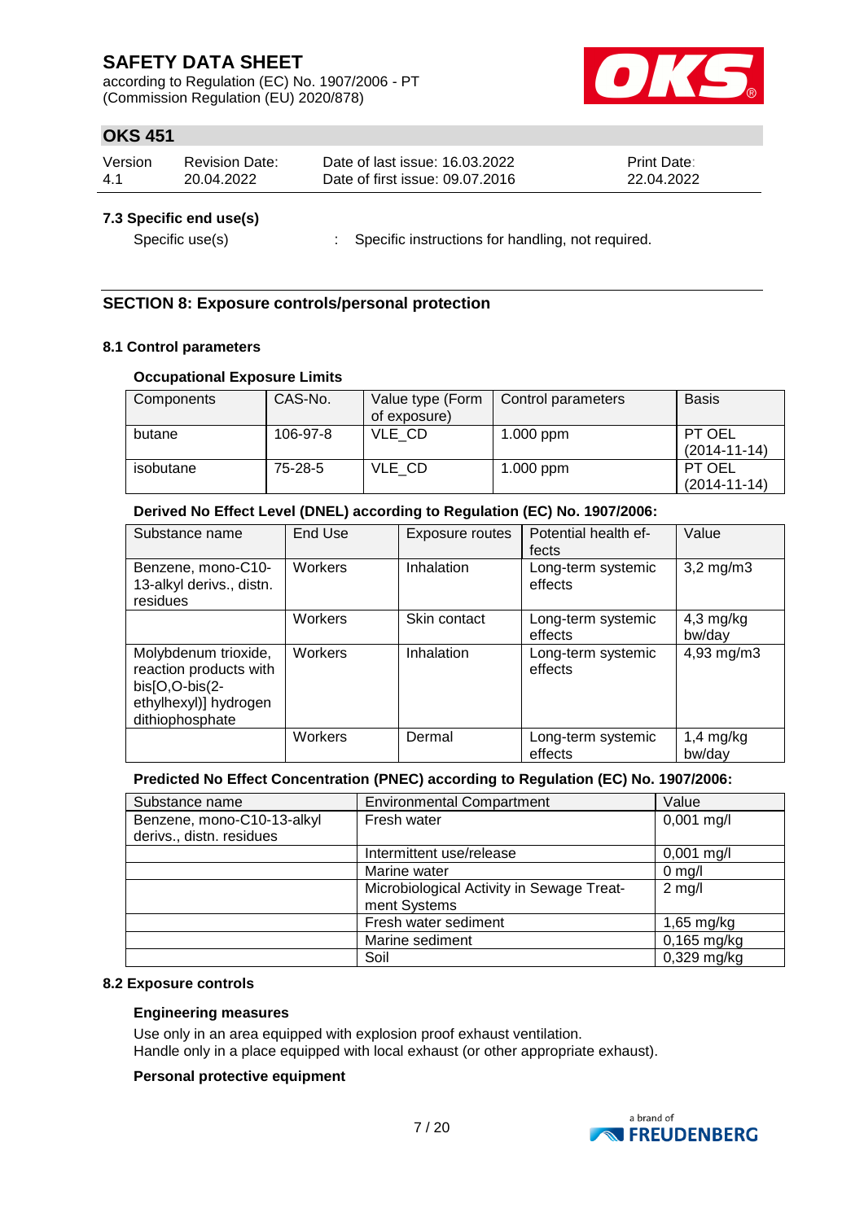### 7.3 Specific end use(s)

Specific use(s) : Specific instructions for handling, not required.

## SECTION 8: Exposure controls/personal protection

### 8.1 Control parameters

**Occupational Exposure Limits**

| Components | CAS-No. | Value type (Form of exposure) | Control parameters | Basis |
|---|---|---|---|---|
| butane | 106-97-8 | VLE_CD | 1.000 ppm | PT OEL (2014-11-14) |
| isobutane | 75-28-5 | VLE_CD | 1.000 ppm | PT OEL (2014-11-14) |

**Derived No Effect Level (DNEL) according to Regulation (EC) No. 1907/2006:**

| Substance name | End Use | Exposure routes | Potential health effects | Value |
|---|---|---|---|---|
| Benzene, mono-C10-13-alkyl derivs., distn. residues | Workers | Inhalation | Long-term systemic effects | 3,2 mg/m3 |
| | Workers | Skin contact | Long-term systemic effects | 4,3 mg/kg bw/day |
| Molybdenum trioxide, reaction products with bis[O,O-bis(2-ethylhexyl)] hydrogen dithiophosphate | Workers | Inhalation | Long-term systemic effects | 4,93 mg/m3 |
| | Workers | Dermal | Long-term systemic effects | 1,4 mg/kg bw/day |

**Predicted No Effect Concentration (PNEC) according to Regulation (EC) No. 1907/2006:**

| Substance name | Environmental Compartment | Value |
|---|---|---|
| Benzene, mono-C10-13-alkyl derivs., distn. residues | Fresh water | 0,001 mg/l |
| | Intermittent use/release | 0,001 mg/l |
| | Marine water | 0 mg/l |
| | Microbiological Activity in Sewage Treatment Systems | 2 mg/l |
| | Fresh water sediment | 1,65 mg/kg |
| | Marine sediment | 0,165 mg/kg |
| | Soil | 0,329 mg/kg |

### 8.2 Exposure controls

**Engineering measures**

Use only in an area equipped with explosion proof exhaust ventilation.
Handle only in a place equipped with local exhaust (or other appropriate exhaust).

**Personal protective equipment**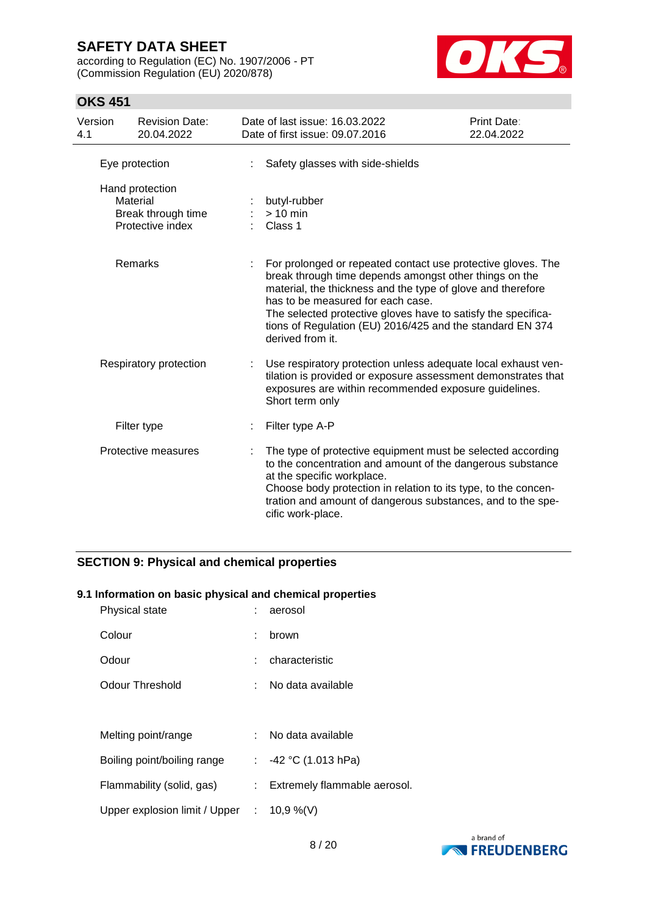| | | |
|---|---|---|
| Eye protection | : | Safety glasses with side-shields |
| Hand protection | | |
| Material | : | butyl-rubber |
| Break through time | : | > 10 min |
| Protective index | : | Class 1 |
| Remarks | : | For prolonged or repeated contact use protective gloves. The break through time depends amongst other things on the material, the thickness and the type of glove and therefore has to be measured for each case.<br>The selected protective gloves have to satisfy the specifications of Regulation (EU) 2016/425 and the standard EN 374 derived from it. |
| Respiratory protection | : | Use respiratory protection unless adequate local exhaust ventilation is provided or exposure assessment demonstrates that exposures are within recommended exposure guidelines.<br>Short term only |
| Filter type | : | Filter type A-P |
| Protective measures | : | The type of protective equipment must be selected according to the concentration and amount of the dangerous substance at the specific workplace.<br>Choose body protection in relation to its type, to the concentration and amount of dangerous substances, and to the specific work-place. |

## SECTION 9: Physical and chemical properties

### 9.1 Information on basic physical and chemical properties

| | | |
|---|---|---|
| Physical state | : | aerosol |
| Colour | : | brown |
| Odour | : | characteristic |
| Odour Threshold | : | No data available |
| Melting point/range | : | No data available |
| Boiling point/boiling range | : | -42 °C (1.013 hPa) |
| Flammability (solid, gas) | : | Extremely flammable aerosol. |
| Upper explosion limit / Upper | : | 10,9 %(V) |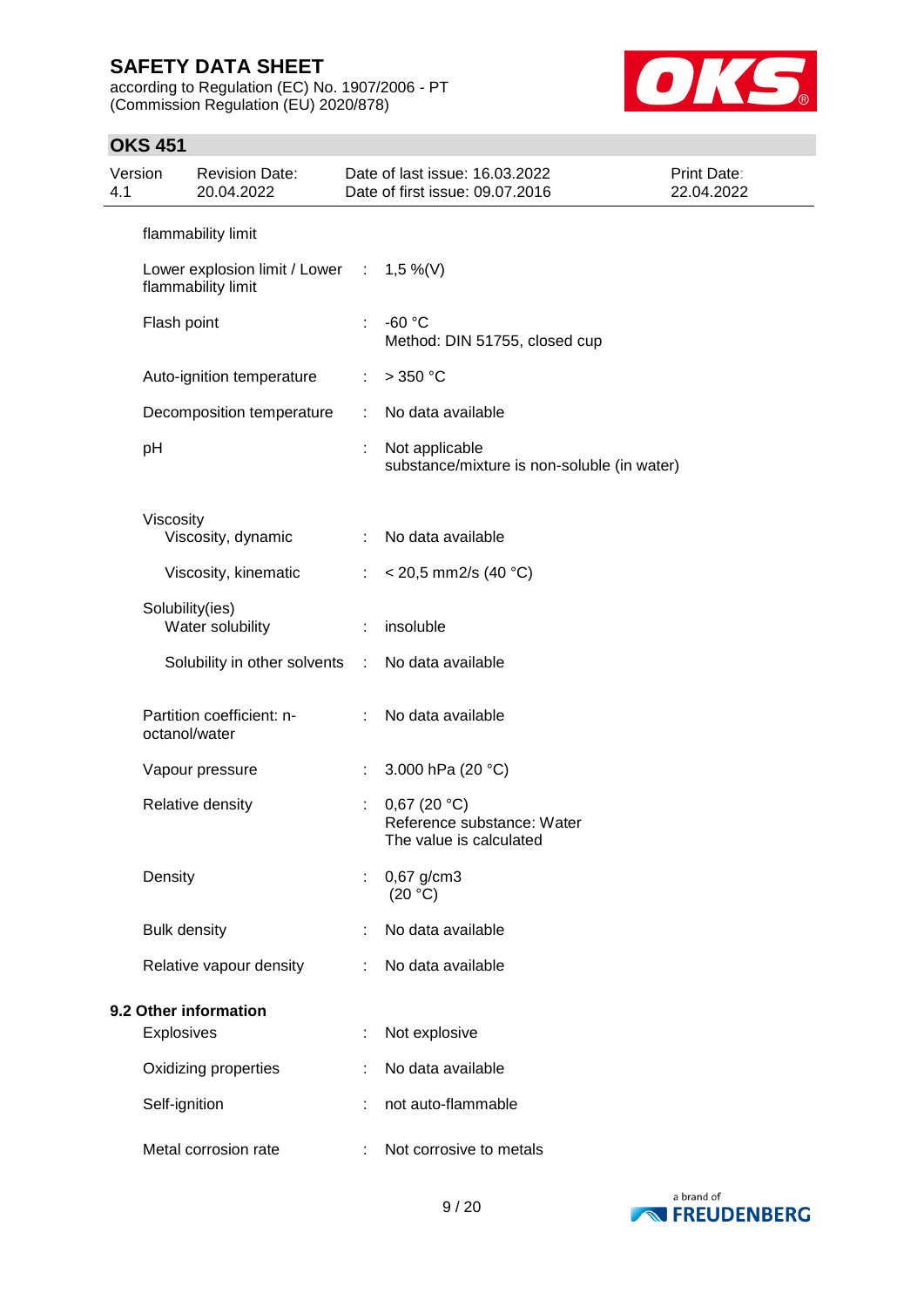flammability limit

| | | |
|---|---|---|
| Lower explosion limit / Lower flammability limit | : | 1,5 %(V) |
| Flash point | : | -60 °C<br>Method: DIN 51755, closed cup |
| Auto-ignition temperature | : | > 350 °C |
| Decomposition temperature | : | No data available |
| pH | : | Not applicable<br>substance/mixture is non-soluble (in water) |
| Viscosity | | |
| Viscosity, dynamic | : | No data available |
| Viscosity, kinematic | : | < 20,5 mm2/s (40 °C) |
| Solubility(ies) | | |
| Water solubility | : | insoluble |
| Solubility in other solvents | : | No data available |
| Partition coefficient: n-octanol/water | : | No data available |
| Vapour pressure | : | 3.000 hPa (20 °C) |
| Relative density | : | 0,67 (20 °C)<br>Reference substance: Water<br>The value is calculated |
| Density | : | 0,67 g/cm3<br>(20 °C) |
| Bulk density | : | No data available |
| Relative vapour density | : | No data available |

**9.2 Other information**

| | | |
|---|---|---|
| Explosives | : | Not explosive |
| Oxidizing properties | : | No data available |
| Self-ignition | : | not auto-flammable |
| Metal corrosion rate | : | Not corrosive to metals |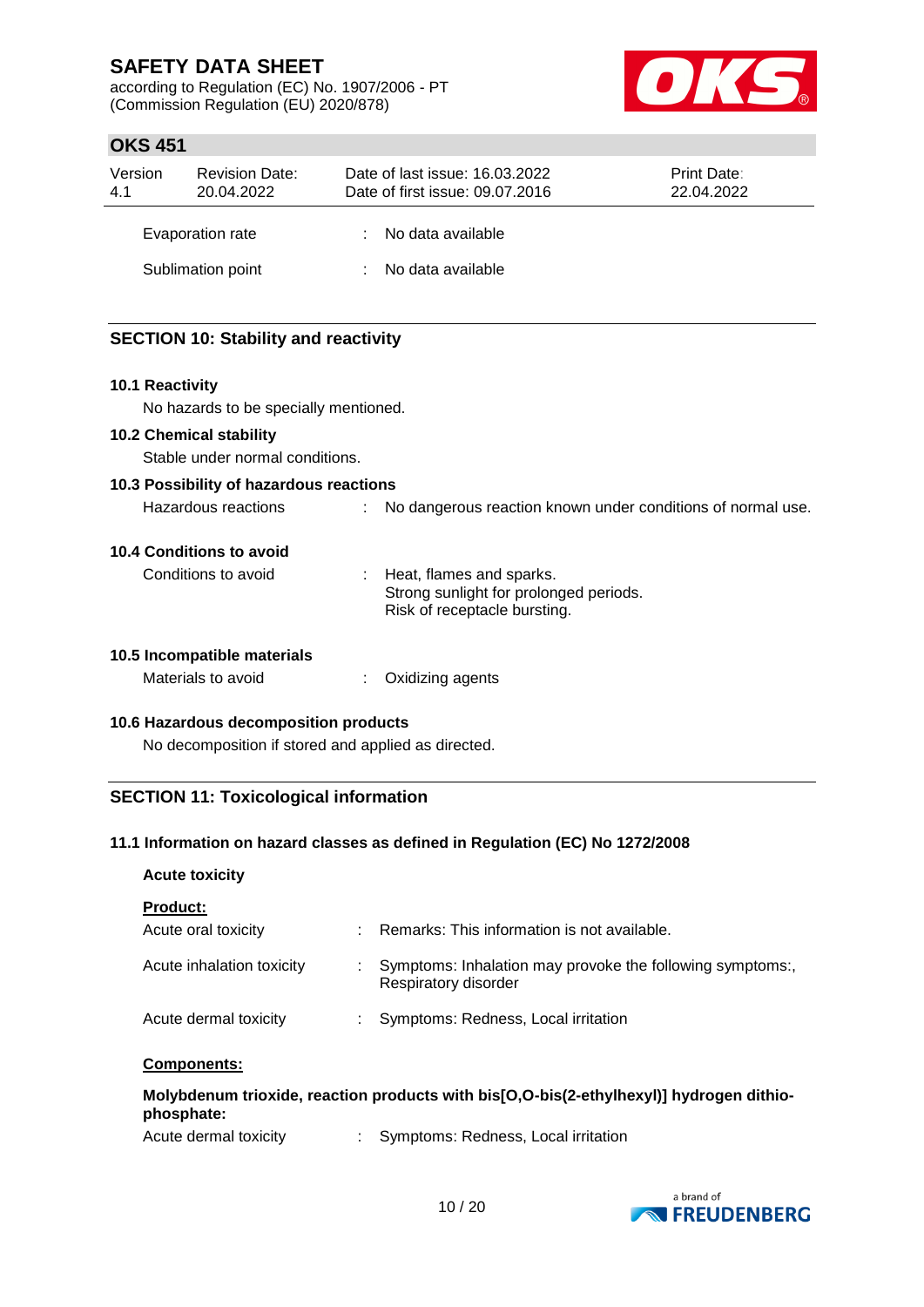Evaporation rate : No data available

Sublimation point : No data available

## SECTION 10: Stability and reactivity

### 10.1 Reactivity

No hazards to be specially mentioned.

### 10.2 Chemical stability

Stable under normal conditions.

### 10.3 Possibility of hazardous reactions

Hazardous reactions : No dangerous reaction known under conditions of normal use.

### 10.4 Conditions to avoid

Conditions to avoid : Heat, flames and sparks.
Strong sunlight for prolonged periods.
Risk of receptacle bursting.

### 10.5 Incompatible materials

Materials to avoid : Oxidizing agents

### 10.6 Hazardous decomposition products

No decomposition if stored and applied as directed.

## SECTION 11: Toxicological information

### 11.1 Information on hazard classes as defined in Regulation (EC) No 1272/2008

**Acute toxicity**

**Product:**

Acute oral toxicity : Remarks: This information is not available.

Acute inhalation toxicity : Symptoms: Inhalation may provoke the following symptoms:, Respiratory disorder

Acute dermal toxicity : Symptoms: Redness, Local irritation

**Components:**

**Molybdenum trioxide, reaction products with bis[O,O-bis(2-ethylhexyl)] hydrogen dithiophosphate:**

Acute dermal toxicity : Symptoms: Redness, Local irritation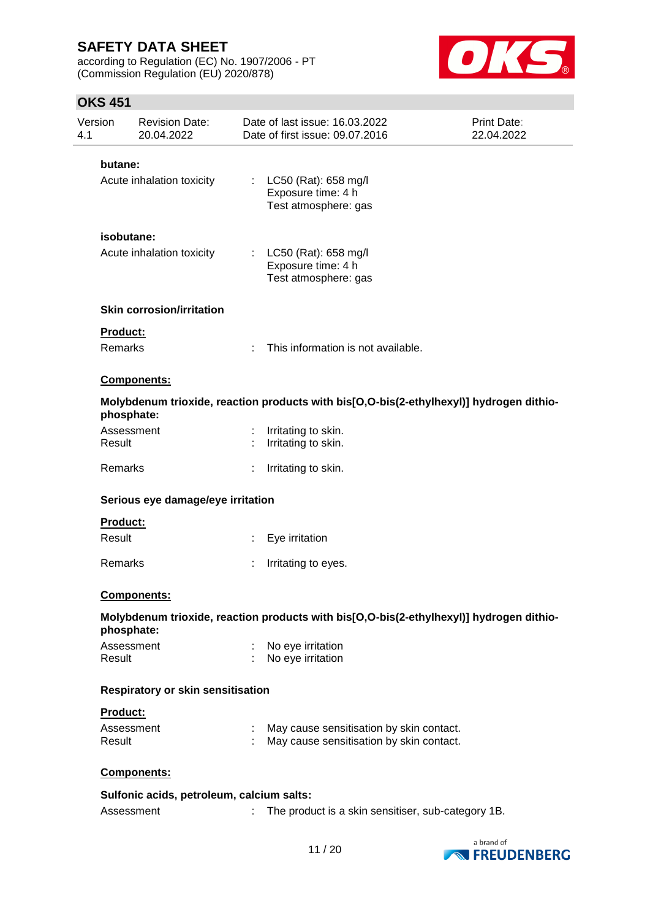**butane:**

Acute inhalation toxicity : LC50 (Rat): 658 mg/l
Exposure time: 4 h
Test atmosphere: gas

**isobutane:**

Acute inhalation toxicity : LC50 (Rat): 658 mg/l
Exposure time: 4 h
Test atmosphere: gas

**Skin corrosion/irritation**

**Product:**

Remarks : This information is not available.

**Components:**

**Molybdenum trioxide, reaction products with bis[O,O-bis(2-ethylhexyl)] hydrogen dithiophosphate:**

Assessment : Irritating to skin.
Result : Irritating to skin.

Remarks : Irritating to skin.

**Serious eye damage/eye irritation**

**Product:**

Result : Eye irritation

Remarks : Irritating to eyes.

**Components:**

**Molybdenum trioxide, reaction products with bis[O,O-bis(2-ethylhexyl)] hydrogen dithiophosphate:**

Assessment : No eye irritation
Result : No eye irritation

**Respiratory or skin sensitisation**

**Product:**

Assessment : May cause sensitisation by skin contact.
Result : May cause sensitisation by skin contact.

**Components:**

**Sulfonic acids, petroleum, calcium salts:**

Assessment : The product is a skin sensitiser, sub-category 1B.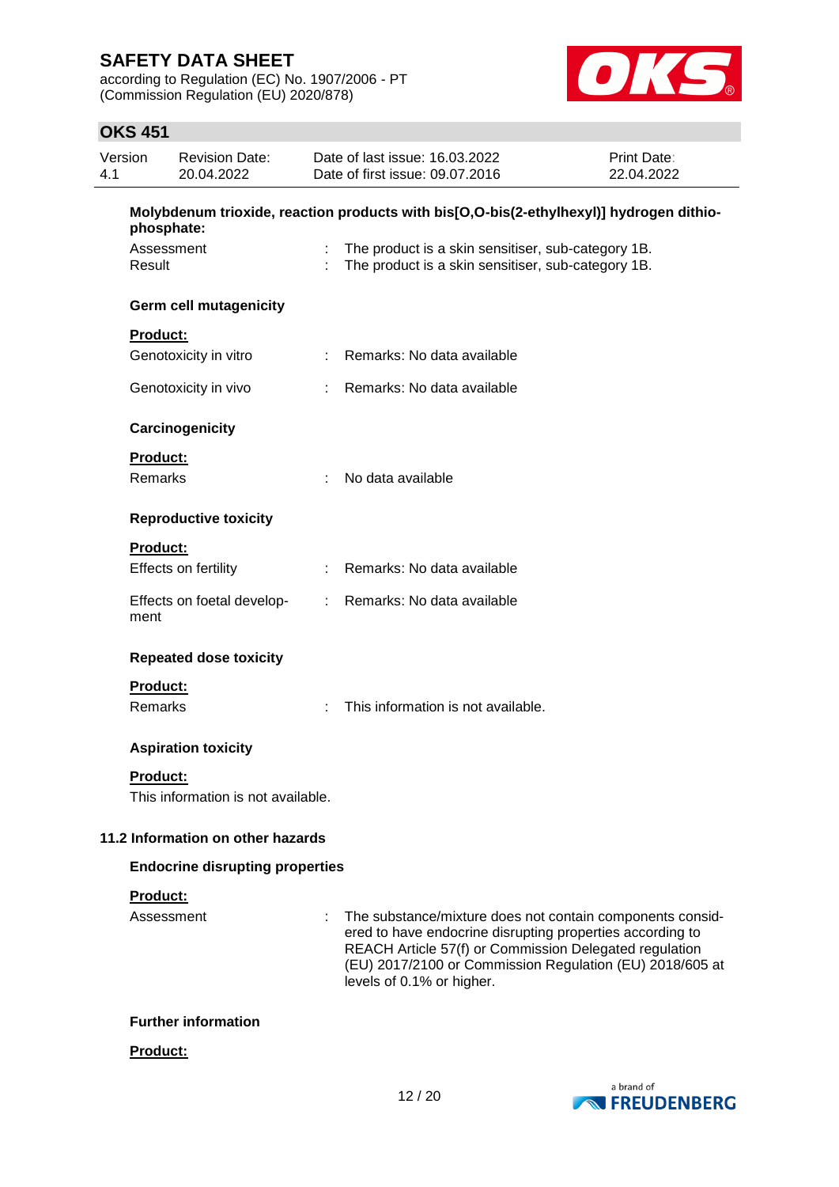**Molybdenum trioxide, reaction products with bis[O,O-bis(2-ethylhexyl)] hydrogen dithiophosphate:**

| | | |
|---|---|---|
| Assessment | : | The product is a skin sensitiser, sub-category 1B. |
| Result | : | The product is a skin sensitiser, sub-category 1B. |

**Germ cell mutagenicity**

**Product:**

| | | |
|---|---|---|
| Genotoxicity in vitro | : | Remarks: No data available |
| Genotoxicity in vivo | : | Remarks: No data available |

**Carcinogenicity**

**Product:**

| | | |
|---|---|---|
| Remarks | : | No data available |

**Reproductive toxicity**

**Product:**

| | | |
|---|---|---|
| Effects on fertility | : | Remarks: No data available |
| Effects on foetal development | : | Remarks: No data available |

**Repeated dose toxicity**

**Product:**

| | | |
|---|---|---|
| Remarks | : | This information is not available. |

**Aspiration toxicity**

**Product:**

This information is not available.

### 11.2 Information on other hazards

**Endocrine disrupting properties**

**Product:**

| | | |
|---|---|---|
| Assessment | : | The substance/mixture does not contain components considered to have endocrine disrupting properties according to REACH Article 57(f) or Commission Delegated regulation (EU) 2017/2100 or Commission Regulation (EU) 2018/605 at levels of 0.1% or higher. |

**Further information**

**Product:**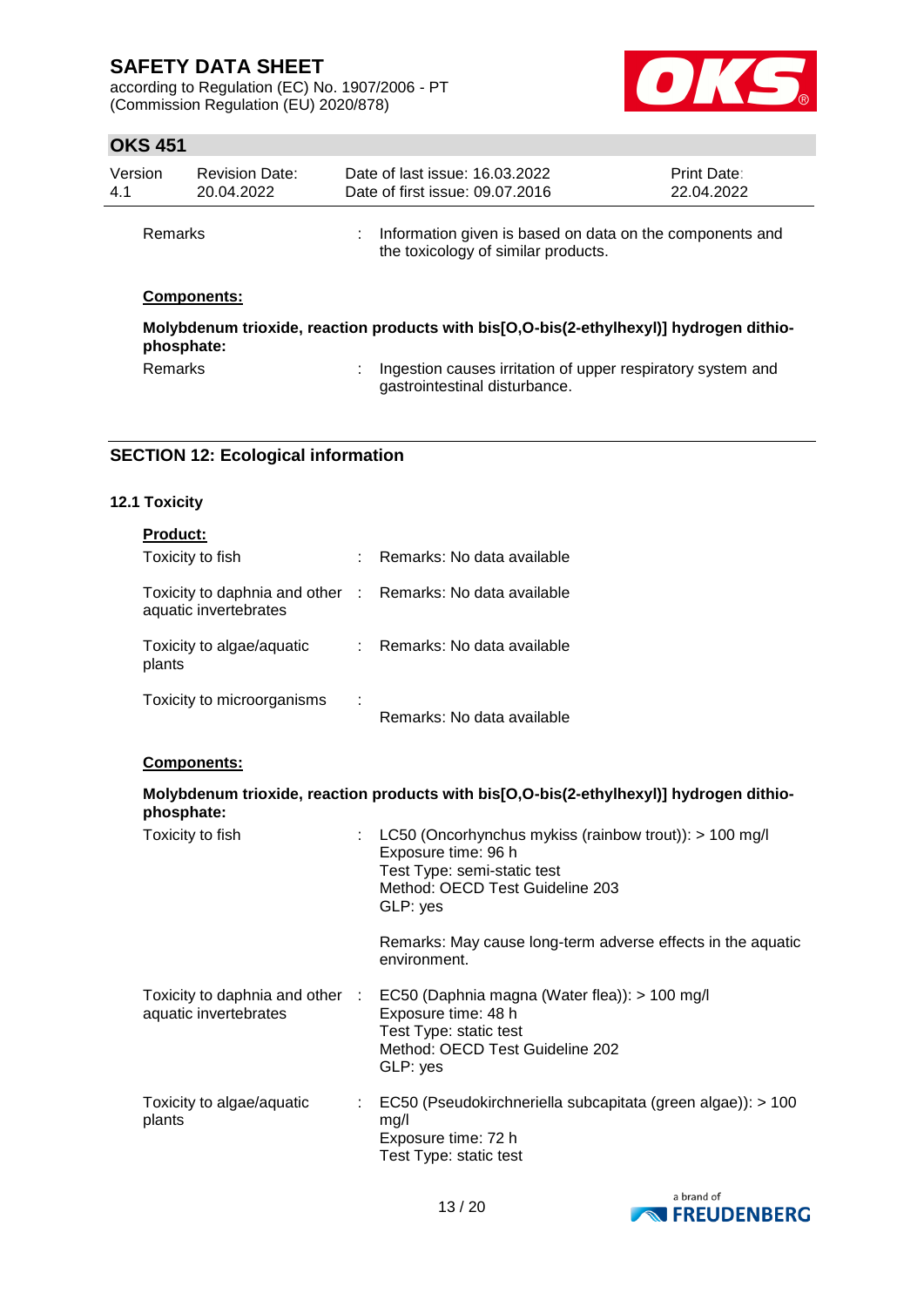Remarks : Information given is based on data on the components and the toxicology of similar products.

**Components:**

**Molybdenum trioxide, reaction products with bis[O,O-bis(2-ethylhexyl)] hydrogen dithiophosphate:**

Remarks : Ingestion causes irritation of upper respiratory system and gastrointestinal disturbance.

## SECTION 12: Ecological information

### 12.1 Toxicity

**Product:**

Toxicity to fish : Remarks: No data available

Toxicity to daphnia and other aquatic invertebrates : Remarks: No data available

Toxicity to algae/aquatic plants : Remarks: No data available

Toxicity to microorganisms : Remarks: No data available

**Components:**

**Molybdenum trioxide, reaction products with bis[O,O-bis(2-ethylhexyl)] hydrogen dithiophosphate:**

Toxicity to fish : LC50 (Oncorhynchus mykiss (rainbow trout)): > 100 mg/l
Exposure time: 96 h
Test Type: semi-static test
Method: OECD Test Guideline 203
GLP: yes

Remarks: May cause long-term adverse effects in the aquatic environment.

Toxicity to daphnia and other aquatic invertebrates : EC50 (Daphnia magna (Water flea)): > 100 mg/l
Exposure time: 48 h
Test Type: static test
Method: OECD Test Guideline 202
GLP: yes

Toxicity to algae/aquatic plants : EC50 (Pseudokirchneriella subcapitata (green algae)): > 100 mg/l
Exposure time: 72 h
Test Type: static test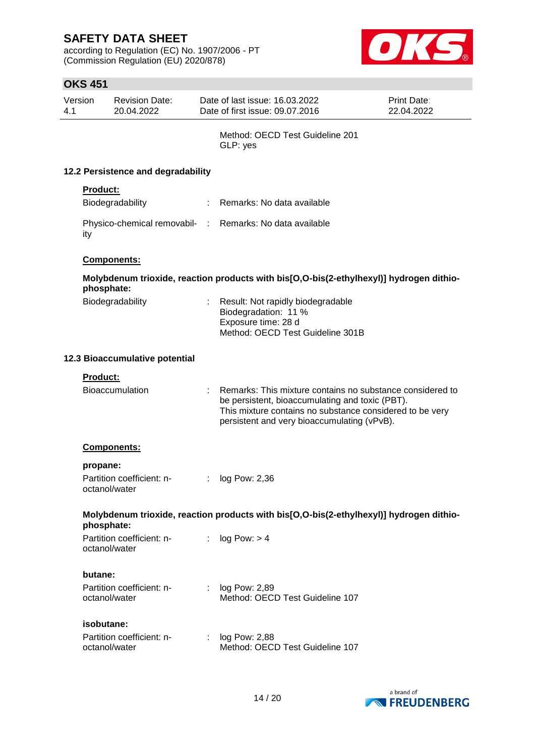Method: OECD Test Guideline 201
GLP: yes

### 12.2 Persistence and degradability

**Product:**

| | | |
|---|---|---|
| Biodegradability | : | Remarks: No data available |
| Physico-chemical removability | : | Remarks: No data available |

**Components:**

**Molybdenum trioxide, reaction products with bis[O,O-bis(2-ethylhexyl)] hydrogen dithiophosphate:**

| | | |
|---|---|---|
| Biodegradability | : | Result: Not rapidly biodegradable<br>Biodegradation: 11 %<br>Exposure time: 28 d<br>Method: OECD Test Guideline 301B |

### 12.3 Bioaccumulative potential

**Product:**

| | | |
|---|---|---|
| Bioaccumulation | : | Remarks: This mixture contains no substance considered to be persistent, bioaccumulating and toxic (PBT).<br>This mixture contains no substance considered to be very persistent and very bioaccumulating (vPvB). |

**Components:**

**propane:**

| | | |
|---|---|---|
| Partition coefficient: n-octanol/water | : | log Pow: 2,36 |

**Molybdenum trioxide, reaction products with bis[O,O-bis(2-ethylhexyl)] hydrogen dithiophosphate:**

| | | |
|---|---|---|
| Partition coefficient: n-octanol/water | : | log Pow: > 4 |

**butane:**

| | | |
|---|---|---|
| Partition coefficient: n-octanol/water | : | log Pow: 2,89<br>Method: OECD Test Guideline 107 |

**isobutane:**

| | | |
|---|---|---|
| Partition coefficient: n-octanol/water | : | log Pow: 2,88<br>Method: OECD Test Guideline 107 |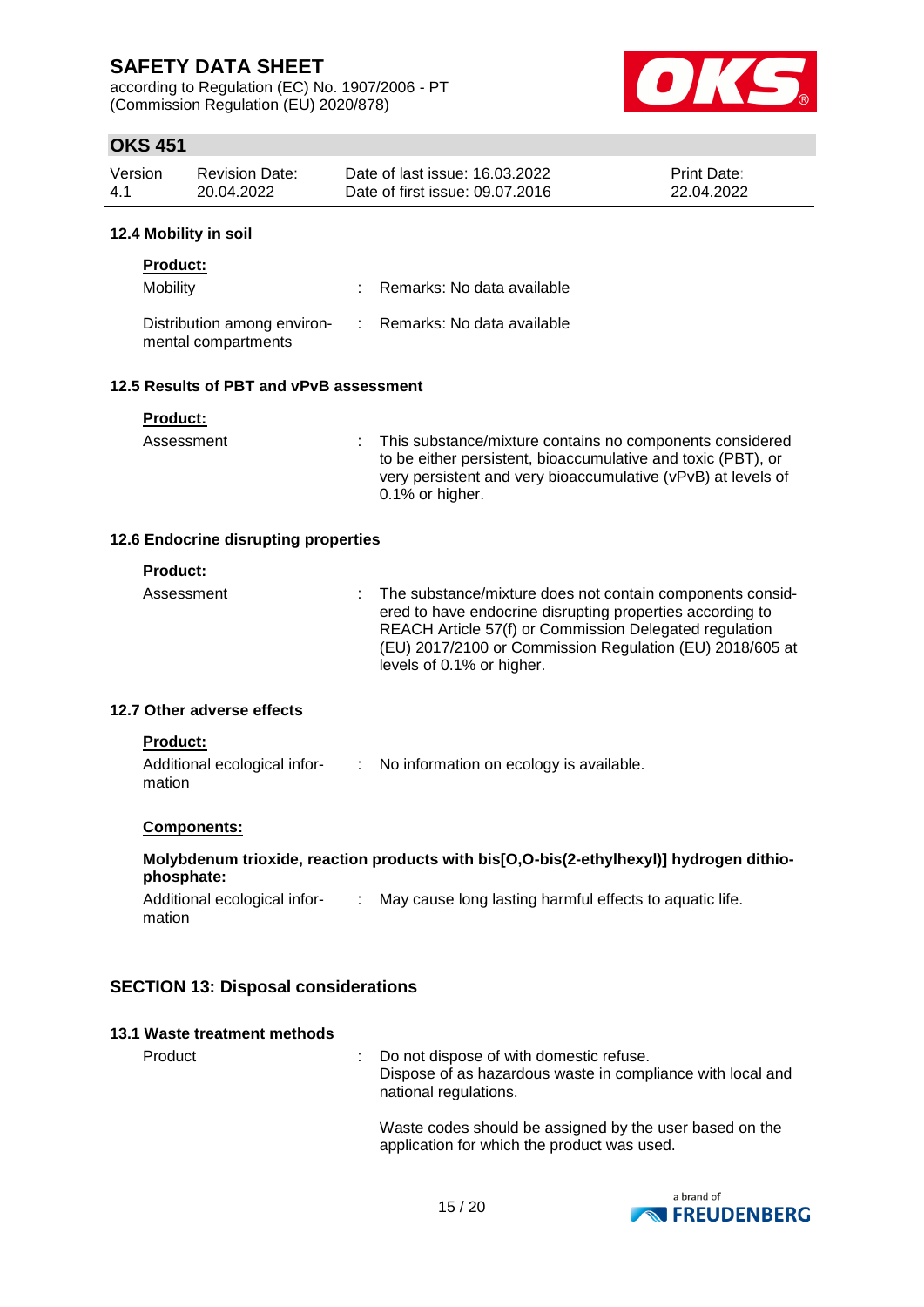#### 12.4 Mobility in soil

**Product:**

Mobility : Remarks: No data available

Distribution among environmental compartments : Remarks: No data available

#### 12.5 Results of PBT and vPvB assessment

**Product:**

Assessment : This substance/mixture contains no components considered to be either persistent, bioaccumulative and toxic (PBT), or very persistent and very bioaccumulative (vPvB) at levels of 0.1% or higher.

#### 12.6 Endocrine disrupting properties

**Product:**

Assessment : The substance/mixture does not contain components considered to have endocrine disrupting properties according to REACH Article 57(f) or Commission Delegated regulation (EU) 2017/2100 or Commission Regulation (EU) 2018/605 at levels of 0.1% or higher.

#### 12.7 Other adverse effects

**Product:**

Additional ecological information : No information on ecology is available.

**Components:**

**Molybdenum trioxide, reaction products with bis[O,O-bis(2-ethylhexyl)] hydrogen dithiophosphate:**

Additional ecological information : May cause long lasting harmful effects to aquatic life.

## SECTION 13: Disposal considerations

#### 13.1 Waste treatment methods

Product : Do not dispose of with domestic refuse.
Dispose of as hazardous waste in compliance with local and national regulations.

Waste codes should be assigned by the user based on the application for which the product was used.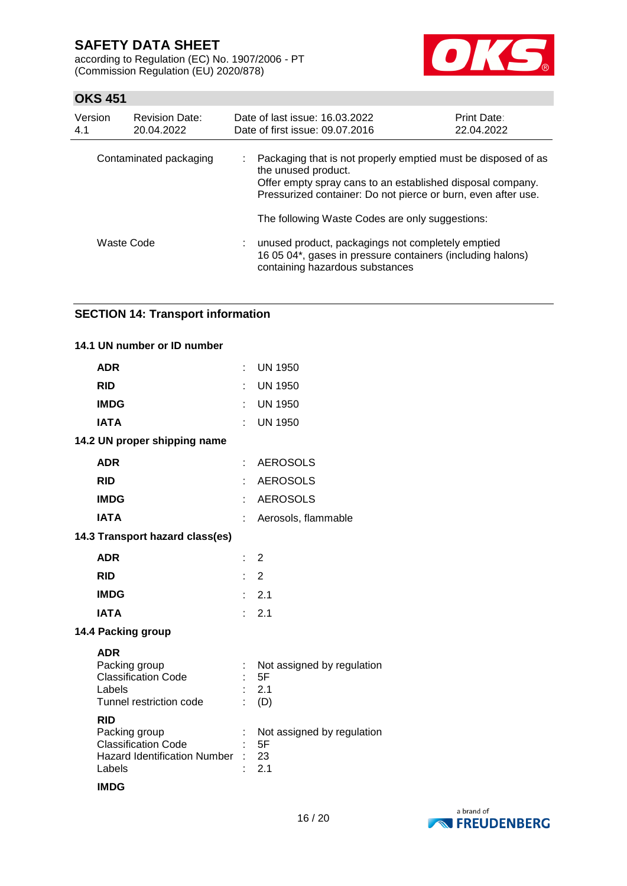| | | |
|---|---|---|
| Contaminated packaging | : | Packaging that is not properly emptied must be disposed of as the unused product.<br>Offer empty spray cans to an established disposal company.<br>Pressurized container: Do not pierce or burn, even after use.<br><br>The following Waste Codes are only suggestions: |
| Waste Code | : | unused product, packagings not completely emptied<br>16 05 04*, gases in pressure containers (including halons) containing hazardous substances |

## SECTION 14: Transport information

### 14.1 UN number or ID number

| | | |
|---|---|---|
| **ADR** | : | UN 1950 |
| **RID** | : | UN 1950 |
| **IMDG** | : | UN 1950 |
| **IATA** | : | UN 1950 |

### 14.2 UN proper shipping name

| | | |
|---|---|---|
| **ADR** | : | AEROSOLS |
| **RID** | : | AEROSOLS |
| **IMDG** | : | AEROSOLS |
| **IATA** | : | Aerosols, flammable |

### 14.3 Transport hazard class(es)

| | | |
|---|---|---|
| **ADR** | : | 2 |
| **RID** | : | 2 |
| **IMDG** | : | 2.1 |
| **IATA** | : | 2.1 |

### 14.4 Packing group

**ADR**

| | | |
|---|---|---|
| Packing group | : | Not assigned by regulation |
| Classification Code | : | 5F |
| Labels | : | 2.1 |
| Tunnel restriction code | : | (D) |

**RID**

| | | |
|---|---|---|
| Packing group | : | Not assigned by regulation |
| Classification Code | : | 5F |
| Hazard Identification Number | : | 23 |
| Labels | : | 2.1 |

**IMDG**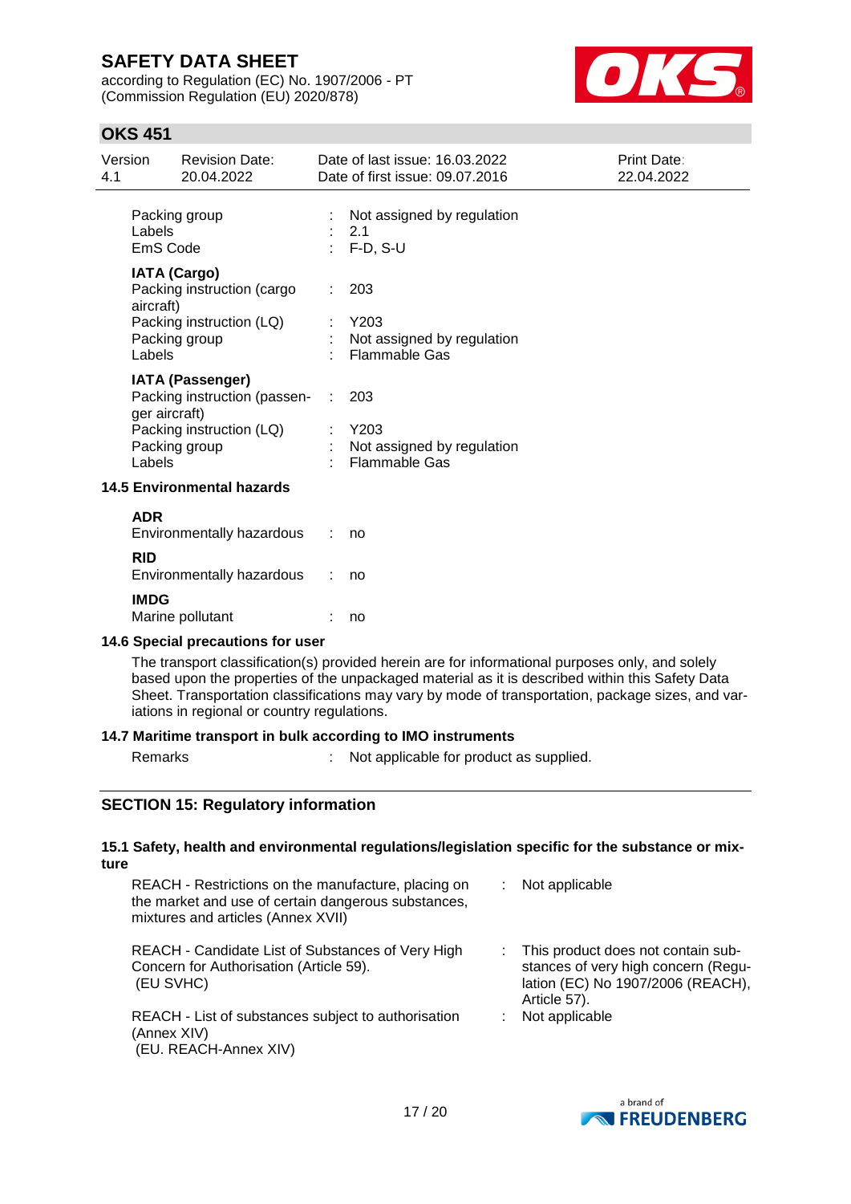| | | |
|---|---|---|
| Packing group | : | Not assigned by regulation |
| Labels | : | 2.1 |
| EmS Code | : | F-D, S-U |

**IATA (Cargo)**

| | | |
|---|---|---|
| Packing instruction (cargo aircraft) | : | 203 |
| Packing instruction (LQ) | : | Y203 |
| Packing group | : | Not assigned by regulation |
| Labels | : | Flammable Gas |

**IATA (Passenger)**

| | | |
|---|---|---|
| Packing instruction (passenger aircraft) | : | 203 |
| Packing instruction (LQ) | : | Y203 |
| Packing group | : | Not assigned by regulation |
| Labels | : | Flammable Gas |

### 14.5 Environmental hazards

**ADR**

Environmentally hazardous : no

**RID**

Environmentally hazardous : no

**IMDG**

Marine pollutant : no

### 14.6 Special precautions for user

The transport classification(s) provided herein are for informational purposes only, and solely based upon the properties of the unpackaged material as it is described within this Safety Data Sheet. Transportation classifications may vary by mode of transportation, package sizes, and variations in regional or country regulations.

### 14.7 Maritime transport in bulk according to IMO instruments

Remarks : Not applicable for product as supplied.

## SECTION 15: Regulatory information

### 15.1 Safety, health and environmental regulations/legislation specific for the substance or mixture

| | | |
|---|---|---|
| REACH - Restrictions on the manufacture, placing on the market and use of certain dangerous substances, mixtures and articles (Annex XVII) | : | Not applicable |
| REACH - Candidate List of Substances of Very High Concern for Authorisation (Article 59). (EU SVHC) | : | This product does not contain substances of very high concern (Regulation (EC) No 1907/2006 (REACH), Article 57). |
| REACH - List of substances subject to authorisation (Annex XIV) (EU. REACH-Annex XIV) | : | Not applicable |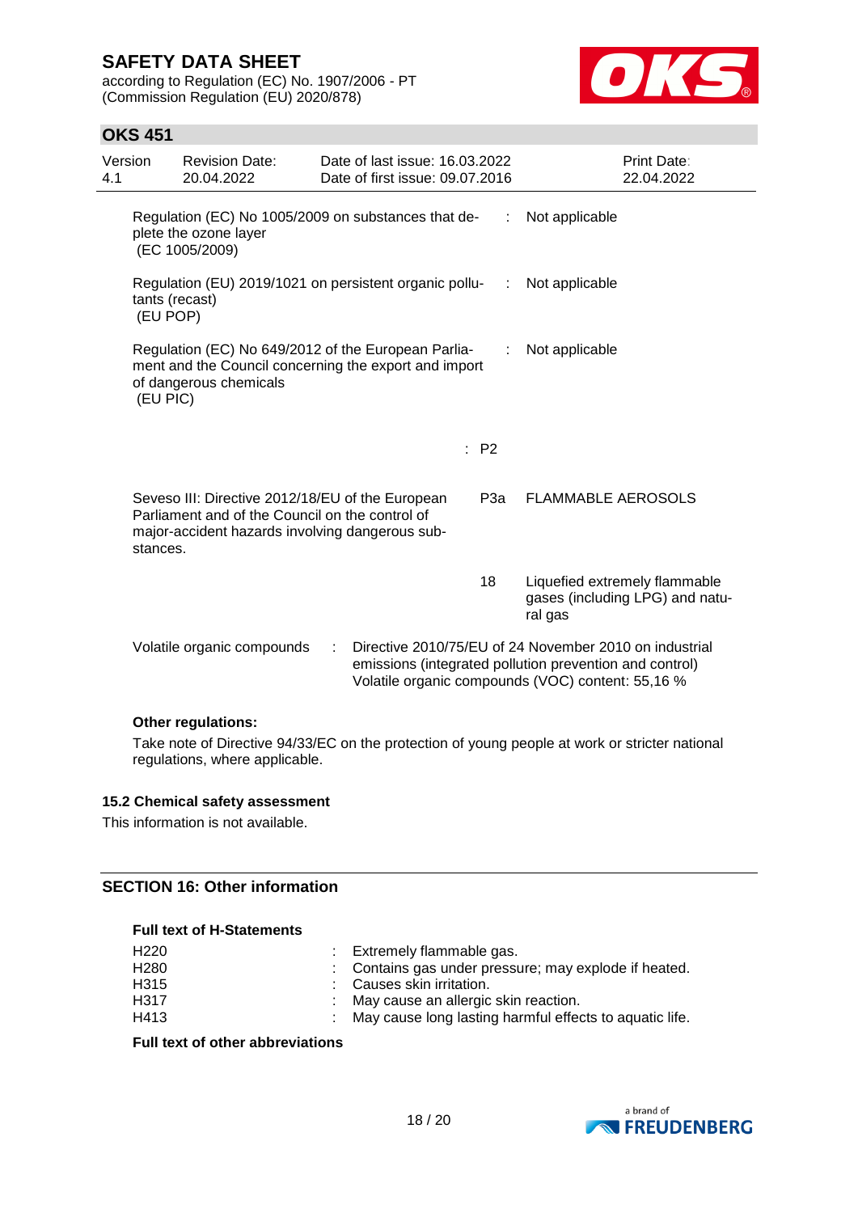Regulation (EC) No 1005/2009 on substances that deplete the ozone layer (EC 1005/2009) : Not applicable

Regulation (EU) 2019/1021 on persistent organic pollutants (recast) (EU POP) : Not applicable

Regulation (EC) No 649/2012 of the European Parliament and the Council concerning the export and import of dangerous chemicals (EU PIC) : Not applicable

| | | |
|---|---|---|
| | : P2 | |
| Seveso III: Directive 2012/18/EU of the European Parliament and of the Council on the control of major-accident hazards involving dangerous substances. | P3a | FLAMMABLE AEROSOLS |
| | 18 | Liquefied extremely flammable gases (including LPG) and natural gas |

Volatile organic compounds : Directive 2010/75/EU of 24 November 2010 on industrial emissions (integrated pollution prevention and control)
Volatile organic compounds (VOC) content: 55,16 %

**Other regulations:**

Take note of Directive 94/33/EC on the protection of young people at work or stricter national regulations, where applicable.

### 15.2 Chemical safety assessment

This information is not available.

## SECTION 16: Other information

**Full text of H-Statements**

| | |
|---|---|
| H220 | : Extremely flammable gas. |
| H280 | : Contains gas under pressure; may explode if heated. |
| H315 | : Causes skin irritation. |
| H317 | : May cause an allergic skin reaction. |
| H413 | : May cause long lasting harmful effects to aquatic life. |

**Full text of other abbreviations**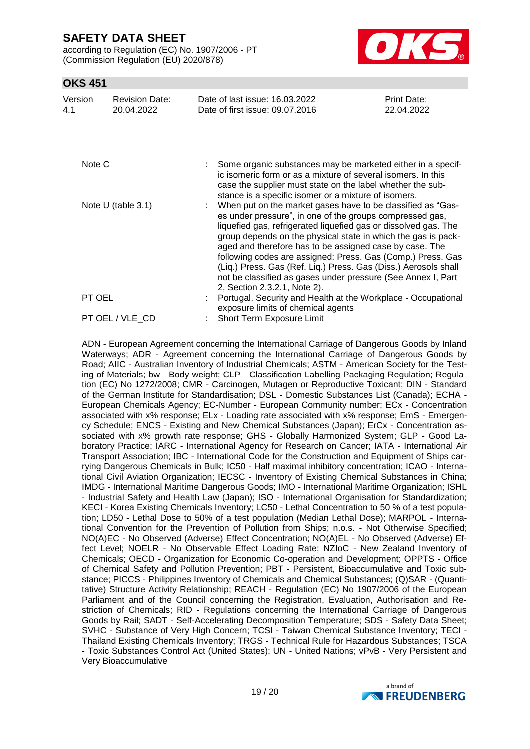| | | |
|---|---|---|
| Note C | : | Some organic substances may be marketed either in a specific isomeric form or as a mixture of several isomers. In this case the supplier must state on the label whether the substance is a specific isomer or a mixture of isomers. |
| Note U (table 3.1) | : | When put on the market gases have to be classified as "Gases under pressure", in one of the groups compressed gas, liquefied gas, refrigerated liquefied gas or dissolved gas. The group depends on the physical state in which the gas is packaged and therefore has to be assigned case by case. The following codes are assigned: Press. Gas (Comp.) Press. Gas (Liq.) Press. Gas (Ref. Liq.) Press. Gas (Diss.) Aerosols shall not be classified as gases under pressure (See Annex I, Part 2, Section 2.3.2.1, Note 2). |
| PT OEL | : | Portugal. Security and Health at the Workplace - Occupational exposure limits of chemical agents |
| PT OEL / VLE_CD | : | Short Term Exposure Limit |

ADN - European Agreement concerning the International Carriage of Dangerous Goods by Inland Waterways; ADR - Agreement concerning the International Carriage of Dangerous Goods by Road; AIIC - Australian Inventory of Industrial Chemicals; ASTM - American Society for the Testing of Materials; bw - Body weight; CLP - Classification Labelling Packaging Regulation; Regulation (EC) No 1272/2008; CMR - Carcinogen, Mutagen or Reproductive Toxicant; DIN - Standard of the German Institute for Standardisation; DSL - Domestic Substances List (Canada); ECHA - European Chemicals Agency; EC-Number - European Community number; ECx - Concentration associated with x% response; ELx - Loading rate associated with x% response; EmS - Emergency Schedule; ENCS - Existing and New Chemical Substances (Japan); ErCx - Concentration associated with x% growth rate response; GHS - Globally Harmonized System; GLP - Good Laboratory Practice; IARC - International Agency for Research on Cancer; IATA - International Air Transport Association; IBC - International Code for the Construction and Equipment of Ships carrying Dangerous Chemicals in Bulk; IC50 - Half maximal inhibitory concentration; ICAO - International Civil Aviation Organization; IECSC - Inventory of Existing Chemical Substances in China; IMDG - International Maritime Dangerous Goods; IMO - International Maritime Organization; ISHL - Industrial Safety and Health Law (Japan); ISO - International Organisation for Standardization; KECI - Korea Existing Chemicals Inventory; LC50 - Lethal Concentration to 50 % of a test population; LD50 - Lethal Dose to 50% of a test population (Median Lethal Dose); MARPOL - International Convention for the Prevention of Pollution from Ships; n.o.s. - Not Otherwise Specified; NO(A)EC - No Observed (Adverse) Effect Concentration; NO(A)EL - No Observed (Adverse) Effect Level; NOELR - No Observable Effect Loading Rate; NZIoC - New Zealand Inventory of Chemicals; OECD - Organization for Economic Co-operation and Development; OPPTS - Office of Chemical Safety and Pollution Prevention; PBT - Persistent, Bioaccumulative and Toxic substance; PICCS - Philippines Inventory of Chemicals and Chemical Substances; (Q)SAR - (Quantitative) Structure Activity Relationship; REACH - Regulation (EC) No 1907/2006 of the European Parliament and of the Council concerning the Registration, Evaluation, Authorisation and Restriction of Chemicals; RID - Regulations concerning the International Carriage of Dangerous Goods by Rail; SADT - Self-Accelerating Decomposition Temperature; SDS - Safety Data Sheet; SVHC - Substance of Very High Concern; TCSI - Taiwan Chemical Substance Inventory; TECI - Thailand Existing Chemicals Inventory; TRGS - Technical Rule for Hazardous Substances; TSCA - Toxic Substances Control Act (United States); UN - United Nations; vPvB - Very Persistent and Very Bioaccumulative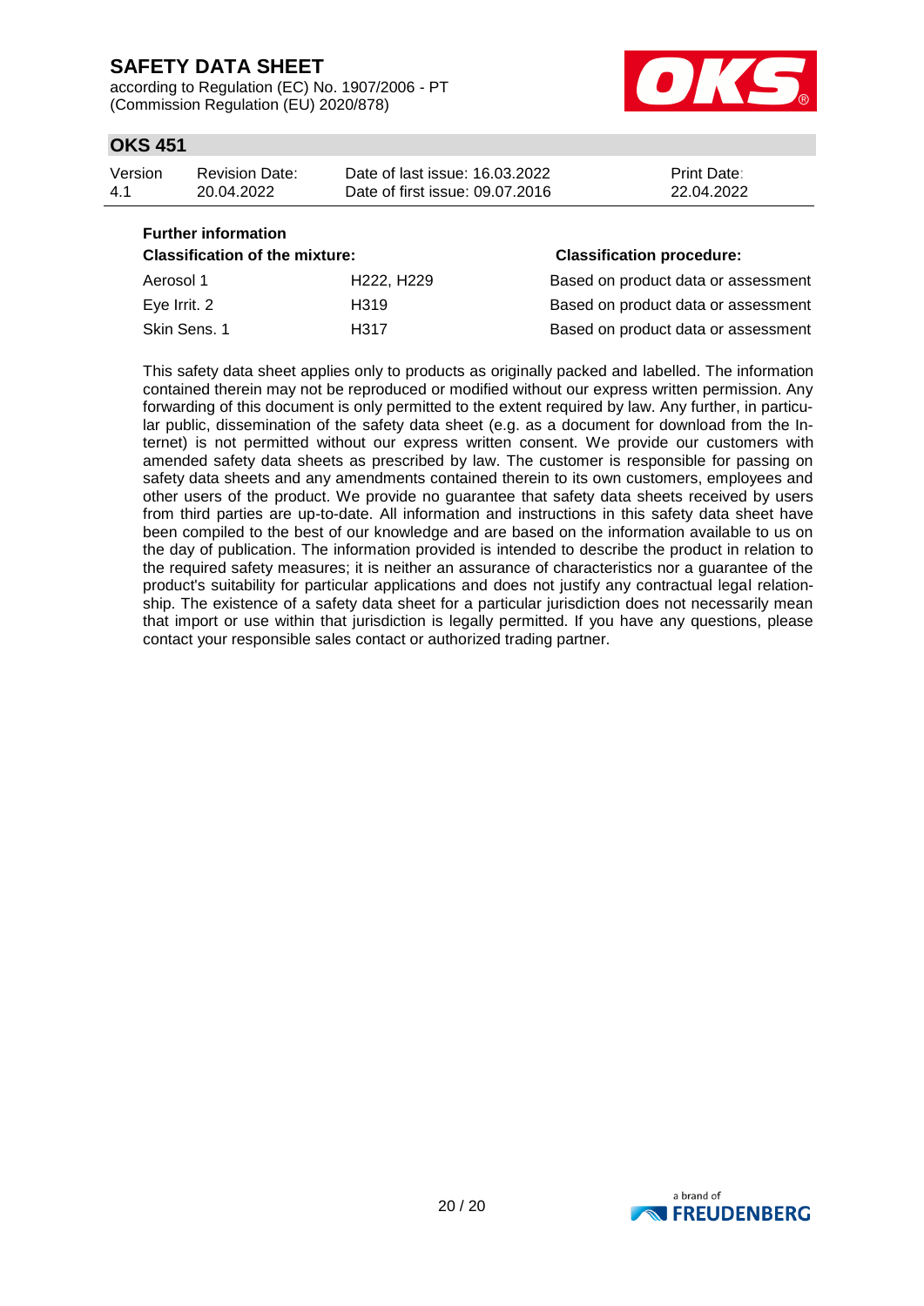**Further information**

| Classification of the mixture: | | Classification procedure: |
|---|---|---|
| Aerosol 1 | H222, H229 | Based on product data or assessment |
| Eye Irrit. 2 | H319 | Based on product data or assessment |
| Skin Sens. 1 | H317 | Based on product data or assessment |

This safety data sheet applies only to products as originally packed and labelled. The information contained therein may not be reproduced or modified without our express written permission. Any forwarding of this document is only permitted to the extent required by law. Any further, in particular public, dissemination of the safety data sheet (e.g. as a document for download from the Internet) is not permitted without our express written consent. We provide our customers with amended safety data sheets as prescribed by law. The customer is responsible for passing on safety data sheets and any amendments contained therein to its own customers, employees and other users of the product. We provide no guarantee that safety data sheets received by users from third parties are up-to-date. All information and instructions in this safety data sheet have been compiled to the best of our knowledge and are based on the information available to us on the day of publication. The information provided is intended to describe the product in relation to the required safety measures; it is neither an assurance of characteristics nor a guarantee of the product's suitability for particular applications and does not justify any contractual legal relationship. The existence of a safety data sheet for a particular jurisdiction does not necessarily mean that import or use within that jurisdiction is legally permitted. If you have any questions, please contact your responsible sales contact or authorized trading partner.